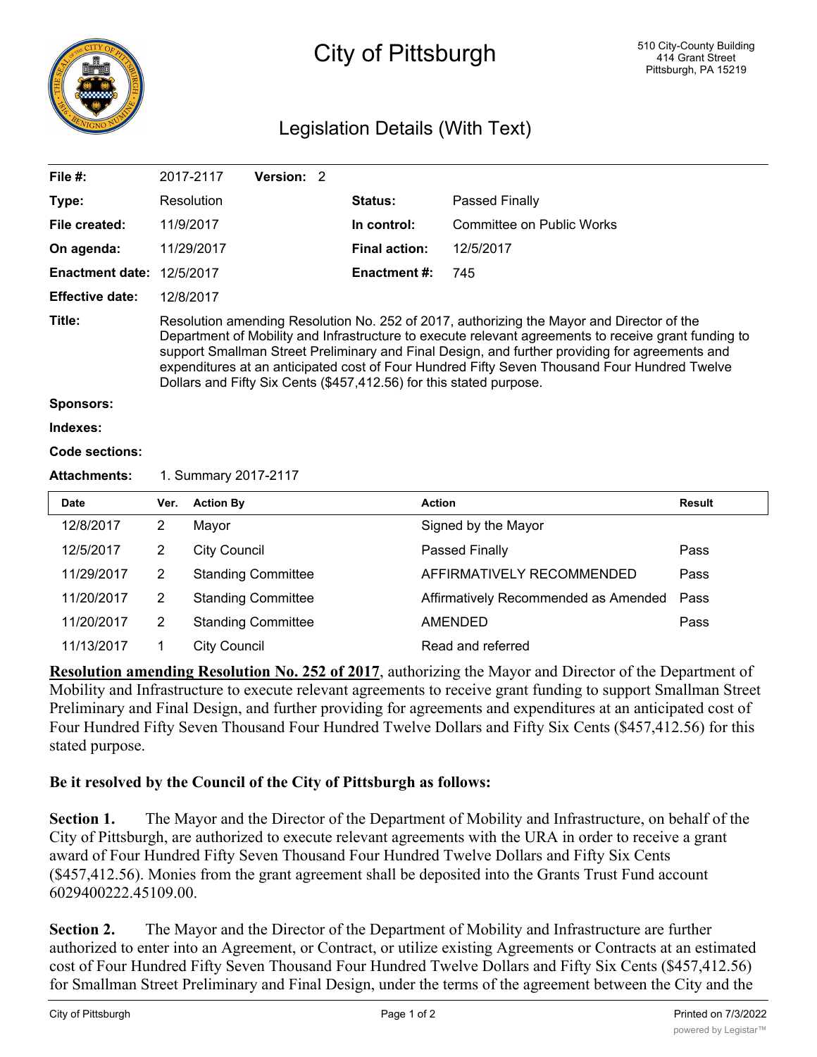# City of Pittsburgh

510 City-County Building
414 Grant Street
Pittsburgh, PA 15219

## Legislation Details (With Text)

| | | | |
|---|---|---|---|
| **File #:** | 2017-2117 **Version:** 2 | | |
| **Type:** | Resolution | **Status:** | Passed Finally |
| **File created:** | 11/9/2017 | **In control:** | Committee on Public Works |
| **On agenda:** | 11/29/2017 | **Final action:** | 12/5/2017 |
| **Enactment date:** | 12/5/2017 | **Enactment #:** | 745 |
| **Effective date:** | 12/8/2017 | | |

**Title:** Resolution amending Resolution No. 252 of 2017, authorizing the Mayor and Director of the Department of Mobility and Infrastructure to execute relevant agreements to receive grant funding to support Smallman Street Preliminary and Final Design, and further providing for agreements and expenditures at an anticipated cost of Four Hundred Fifty Seven Thousand Four Hundred Twelve Dollars and Fifty Six Cents ($457,412.56) for this stated purpose.

**Sponsors:**

**Indexes:**

**Code sections:**

**Attachments:** 1. Summary 2017-2117

| Date | Ver. | Action By | Action | Result |
|---|---|---|---|---|
| 12/8/2017 | 2 | Mayor | Signed by the Mayor | |
| 12/5/2017 | 2 | City Council | Passed Finally | Pass |
| 11/29/2017 | 2 | Standing Committee | AFFIRMATIVELY RECOMMENDED | Pass |
| 11/20/2017 | 2 | Standing Committee | Affirmatively Recommended as Amended | Pass |
| 11/20/2017 | 2 | Standing Committee | AMENDED | Pass |
| 11/13/2017 | 1 | City Council | Read and referred | |

**Resolution amending Resolution No. 252 of 2017**, authorizing the Mayor and Director of the Department of Mobility and Infrastructure to execute relevant agreements to receive grant funding to support Smallman Street Preliminary and Final Design, and further providing for agreements and expenditures at an anticipated cost of Four Hundred Fifty Seven Thousand Four Hundred Twelve Dollars and Fifty Six Cents ($457,412.56) for this stated purpose.

**Be it resolved by the Council of the City of Pittsburgh as follows:**

**Section 1.** The Mayor and the Director of the Department of Mobility and Infrastructure, on behalf of the City of Pittsburgh, are authorized to execute relevant agreements with the URA in order to receive a grant award of Four Hundred Fifty Seven Thousand Four Hundred Twelve Dollars and Fifty Six Cents ($457,412.56). Monies from the grant agreement shall be deposited into the Grants Trust Fund account 6029400222.45109.00.

**Section 2.** The Mayor and the Director of the Department of Mobility and Infrastructure are further authorized to enter into an Agreement, or Contract, or utilize existing Agreements or Contracts at an estimated cost of Four Hundred Fifty Seven Thousand Four Hundred Twelve Dollars and Fifty Six Cents ($457,412.56) for Smallman Street Preliminary and Final Design, under the terms of the agreement between the City and the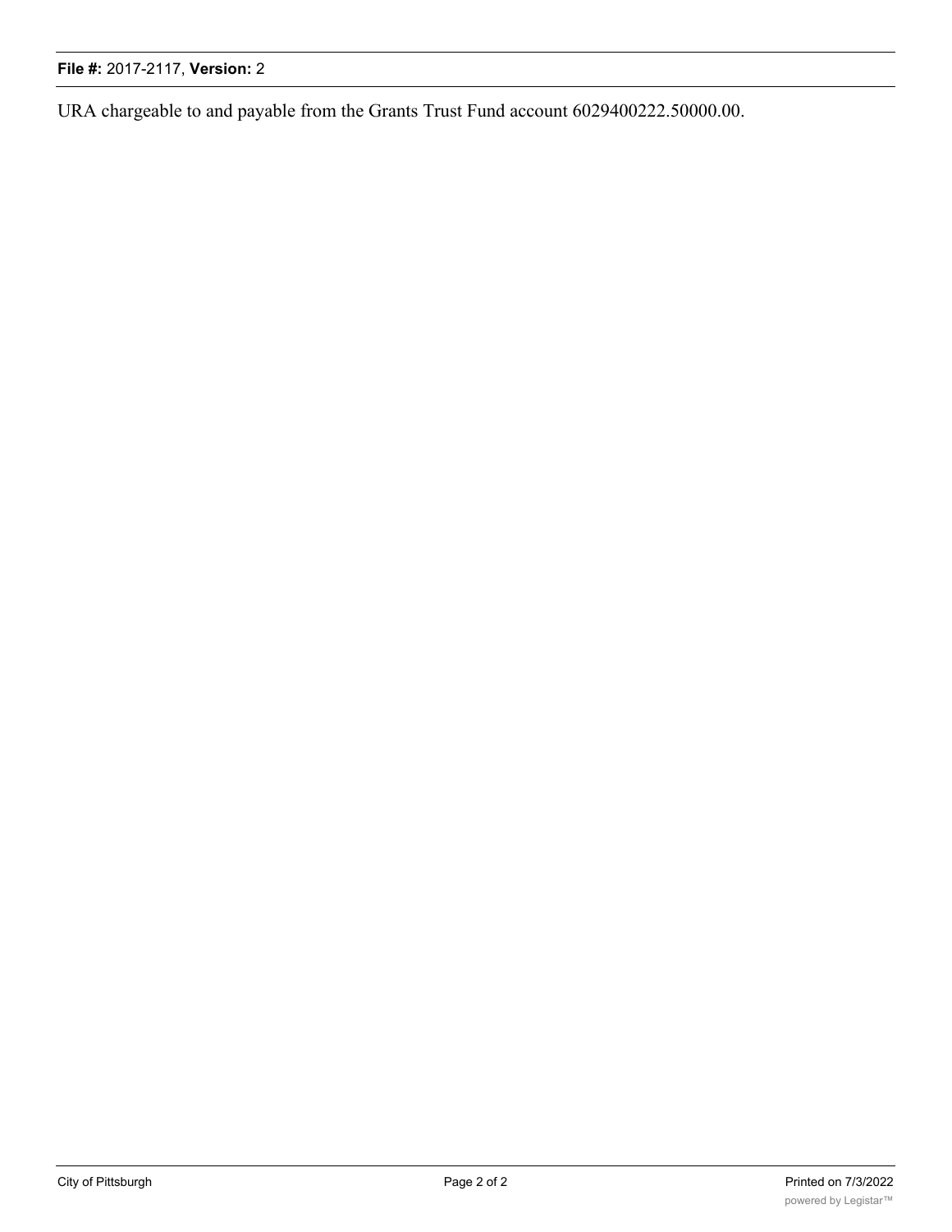URA chargeable to and payable from the Grants Trust Fund account 6029400222.50000.00.